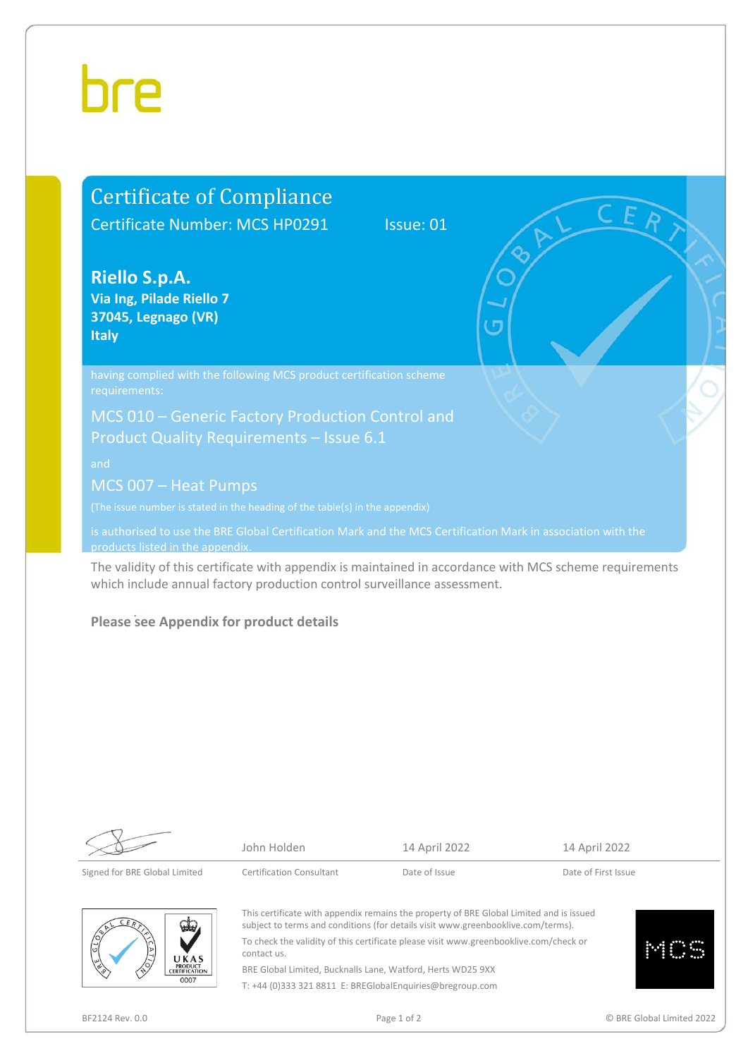bre

# Certificate of Compliance

Certificate Number: MCS HP0291 Issue: 01

**Riello S.p.A.**
**Via Ing, Pilade Riello 7**
**37045, Legnago (VR)**
**Italy**

having complied with the following MCS product certification scheme requirements:

MCS 010 – Generic Factory Production Control and Product Quality Requirements – Issue 6.1

and

MCS 007 – Heat Pumps

(The issue number is stated in the heading of the table(s) in the appendix)

is authorised to use the BRE Global Certification Mark and the MCS Certification Mark in association with the products listed in the appendix.

The validity of this certificate with appendix is maintained in accordance with MCS scheme requirements which include annual factory production control surveillance assessment.

**Please see Appendix for product details**

| Signed for BRE Global Limited | John Holden | 14 April 2022 | 14 April 2022 |
|---|---|---|---|
| | Certification Consultant | Date of Issue | Date of First Issue |

This certificate with appendix remains the property of BRE Global Limited and is issued subject to terms and conditions (for details visit www.greenbooklive.com/terms).

To check the validity of this certificate please visit www.greenbooklive.com/check or contact us.

BRE Global Limited, Bucknalls Lane, Watford, Herts WD25 9XX

T: +44 (0)333 321 8811 E: BREGlobalEnquiries@bregroup.com

UKAS PRODUCT CERTIFICATION 0007

MCS

BF2124 Rev. 0.0

© BRE Global Limited 2022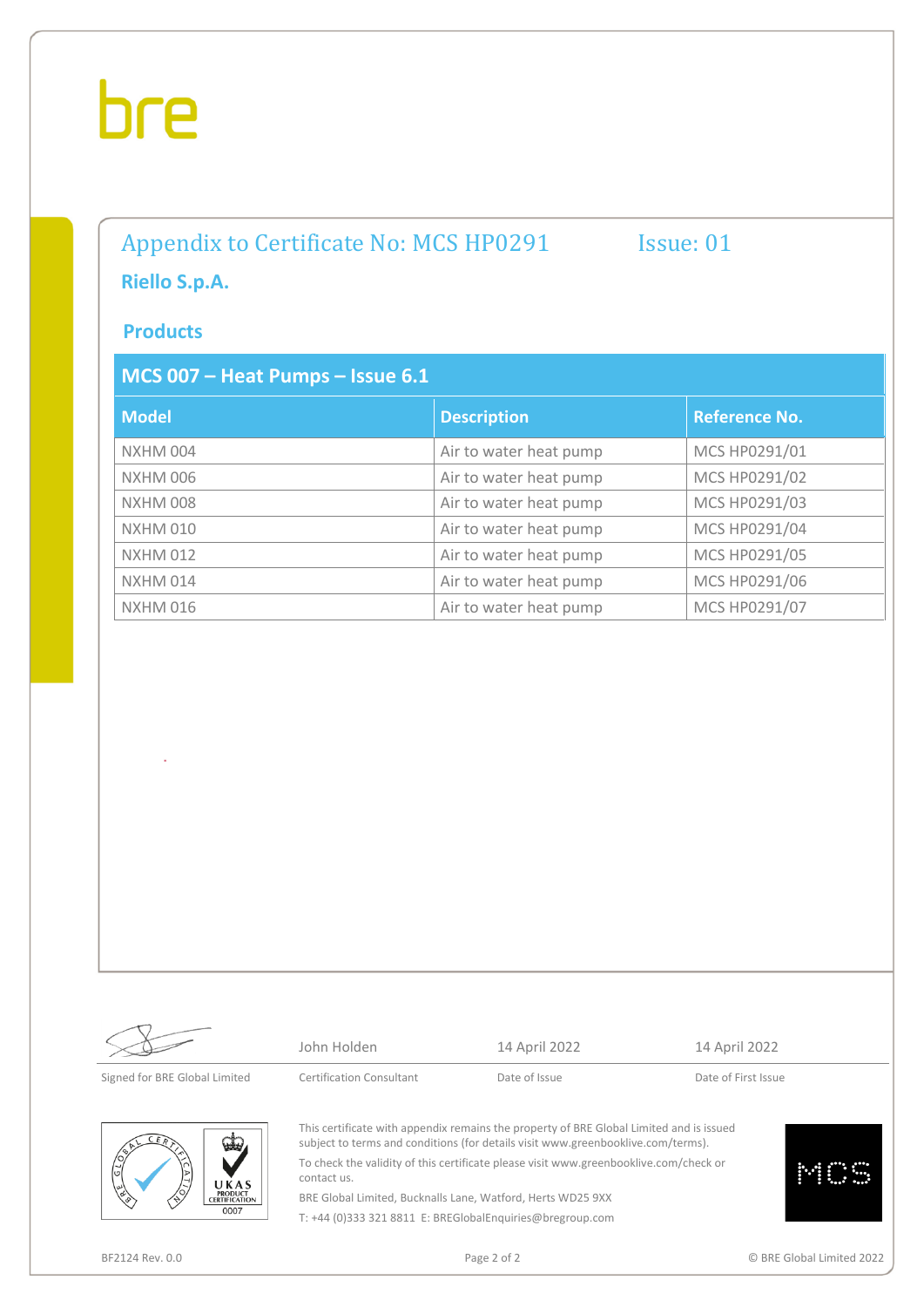bre

## Appendix to Certificate No: MCS HP0291 Issue: 01

**Riello S.p.A.**

### Products

| MCS 007 – Heat Pumps – Issue 6.1 | | |
|---|---|---|
| **Model** | **Description** | **Reference No.** |
| NXHM 004 | Air to water heat pump | MCS HP0291/01 |
| NXHM 006 | Air to water heat pump | MCS HP0291/02 |
| NXHM 008 | Air to water heat pump | MCS HP0291/03 |
| NXHM 010 | Air to water heat pump | MCS HP0291/04 |
| NXHM 012 | Air to water heat pump | MCS HP0291/05 |
| NXHM 014 | Air to water heat pump | MCS HP0291/06 |
| NXHM 016 | Air to water heat pump | MCS HP0291/07 |

| | | | |
|---|---|---|---|
| | John Holden | 14 April 2022 | 14 April 2022 |
| Signed for BRE Global Limited | Certification Consultant | Date of Issue | Date of First Issue |

This certificate with appendix remains the property of BRE Global Limited and is issued subject to terms and conditions (for details visit www.greenbooklive.com/terms).

To check the validity of this certificate please visit www.greenbooklive.com/check or contact us.

BRE Global Limited, Bucknalls Lane, Watford, Herts WD25 9XX

T: +44 (0)333 321 8811 E: BREGlobalEnquiries@bregroup.com

BF2124 Rev. 0.0

© BRE Global Limited 2022